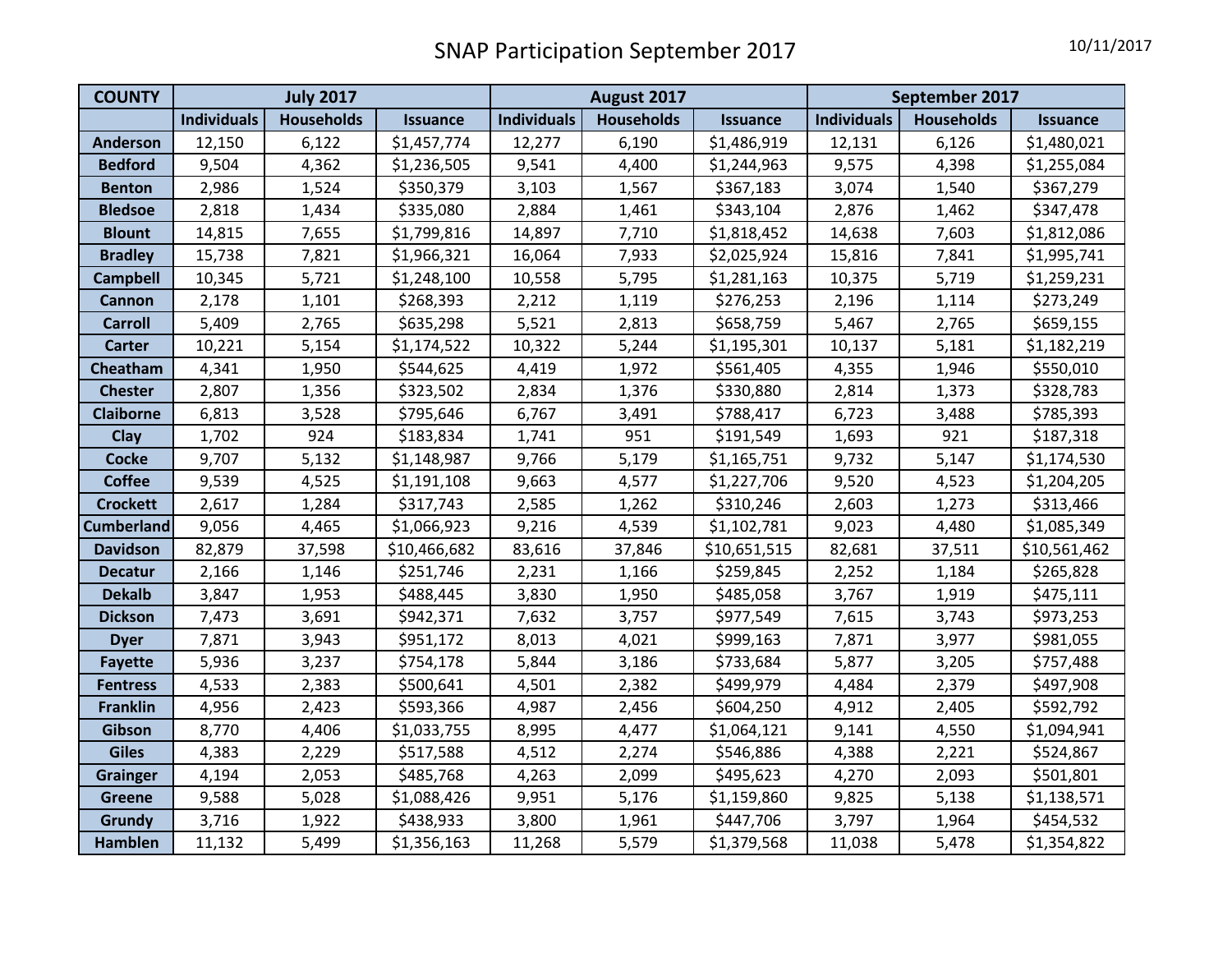# SNAP Participation September 2017

10/11/2017

| COUNTY | July 2017 | | | August 2017 | | | September 2017 | | |
|---|---|---|---|---|---|---|---|---|---|
| | Individuals | Households | Issuance | Individuals | Households | Issuance | Individuals | Households | Issuance |
| Anderson | 12,150 | 6,122 | $1,457,774 | 12,277 | 6,190 | $1,486,919 | 12,131 | 6,126 | $1,480,021 |
| Bedford | 9,504 | 4,362 | $1,236,505 | 9,541 | 4,400 | $1,244,963 | 9,575 | 4,398 | $1,255,084 |
| Benton | 2,986 | 1,524 | $350,379 | 3,103 | 1,567 | $367,183 | 3,074 | 1,540 | $367,279 |
| Bledsoe | 2,818 | 1,434 | $335,080 | 2,884 | 1,461 | $343,104 | 2,876 | 1,462 | $347,478 |
| Blount | 14,815 | 7,655 | $1,799,816 | 14,897 | 7,710 | $1,818,452 | 14,638 | 7,603 | $1,812,086 |
| Bradley | 15,738 | 7,821 | $1,966,321 | 16,064 | 7,933 | $2,025,924 | 15,816 | 7,841 | $1,995,741 |
| Campbell | 10,345 | 5,721 | $1,248,100 | 10,558 | 5,795 | $1,281,163 | 10,375 | 5,719 | $1,259,231 |
| Cannon | 2,178 | 1,101 | $268,393 | 2,212 | 1,119 | $276,253 | 2,196 | 1,114 | $273,249 |
| Carroll | 5,409 | 2,765 | $635,298 | 5,521 | 2,813 | $658,759 | 5,467 | 2,765 | $659,155 |
| Carter | 10,221 | 5,154 | $1,174,522 | 10,322 | 5,244 | $1,195,301 | 10,137 | 5,181 | $1,182,219 |
| Cheatham | 4,341 | 1,950 | $544,625 | 4,419 | 1,972 | $561,405 | 4,355 | 1,946 | $550,010 |
| Chester | 2,807 | 1,356 | $323,502 | 2,834 | 1,376 | $330,880 | 2,814 | 1,373 | $328,783 |
| Claiborne | 6,813 | 3,528 | $795,646 | 6,767 | 3,491 | $788,417 | 6,723 | 3,488 | $785,393 |
| Clay | 1,702 | 924 | $183,834 | 1,741 | 951 | $191,549 | 1,693 | 921 | $187,318 |
| Cocke | 9,707 | 5,132 | $1,148,987 | 9,766 | 5,179 | $1,165,751 | 9,732 | 5,147 | $1,174,530 |
| Coffee | 9,539 | 4,525 | $1,191,108 | 9,663 | 4,577 | $1,227,706 | 9,520 | 4,523 | $1,204,205 |
| Crockett | 2,617 | 1,284 | $317,743 | 2,585 | 1,262 | $310,246 | 2,603 | 1,273 | $313,466 |
| Cumberland | 9,056 | 4,465 | $1,066,923 | 9,216 | 4,539 | $1,102,781 | 9,023 | 4,480 | $1,085,349 |
| Davidson | 82,879 | 37,598 | $10,466,682 | 83,616 | 37,846 | $10,651,515 | 82,681 | 37,511 | $10,561,462 |
| Decatur | 2,166 | 1,146 | $251,746 | 2,231 | 1,166 | $259,845 | 2,252 | 1,184 | $265,828 |
| Dekalb | 3,847 | 1,953 | $488,445 | 3,830 | 1,950 | $485,058 | 3,767 | 1,919 | $475,111 |
| Dickson | 7,473 | 3,691 | $942,371 | 7,632 | 3,757 | $977,549 | 7,615 | 3,743 | $973,253 |
| Dyer | 7,871 | 3,943 | $951,172 | 8,013 | 4,021 | $999,163 | 7,871 | 3,977 | $981,055 |
| Fayette | 5,936 | 3,237 | $754,178 | 5,844 | 3,186 | $733,684 | 5,877 | 3,205 | $757,488 |
| Fentress | 4,533 | 2,383 | $500,641 | 4,501 | 2,382 | $499,979 | 4,484 | 2,379 | $497,908 |
| Franklin | 4,956 | 2,423 | $593,366 | 4,987 | 2,456 | $604,250 | 4,912 | 2,405 | $592,792 |
| Gibson | 8,770 | 4,406 | $1,033,755 | 8,995 | 4,477 | $1,064,121 | 9,141 | 4,550 | $1,094,941 |
| Giles | 4,383 | 2,229 | $517,588 | 4,512 | 2,274 | $546,886 | 4,388 | 2,221 | $524,867 |
| Grainger | 4,194 | 2,053 | $485,768 | 4,263 | 2,099 | $495,623 | 4,270 | 2,093 | $501,801 |
| Greene | 9,588 | 5,028 | $1,088,426 | 9,951 | 5,176 | $1,159,860 | 9,825 | 5,138 | $1,138,571 |
| Grundy | 3,716 | 1,922 | $438,933 | 3,800 | 1,961 | $447,706 | 3,797 | 1,964 | $454,532 |
| Hamblen | 11,132 | 5,499 | $1,356,163 | 11,268 | 5,579 | $1,379,568 | 11,038 | 5,478 | $1,354,822 |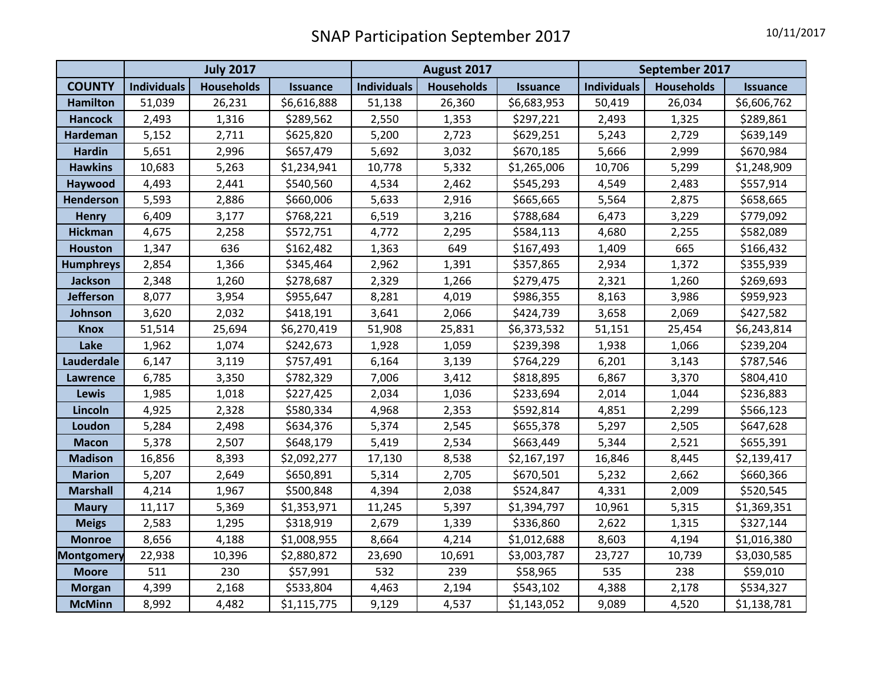# SNAP Participation September 2017

10/11/2017

| | July 2017 | | | August 2017 | | | September 2017 | | |
|---|---|---|---|---|---|---|---|---|---|
| COUNTY | Individuals | Households | Issuance | Individuals | Households | Issuance | Individuals | Households | Issuance |
| Hamilton | 51,039 | 26,231 | $6,616,888 | 51,138 | 26,360 | $6,683,953 | 50,419 | 26,034 | $6,606,762 |
| Hancock | 2,493 | 1,316 | $289,562 | 2,550 | 1,353 | $297,221 | 2,493 | 1,325 | $289,861 |
| Hardeman | 5,152 | 2,711 | $625,820 | 5,200 | 2,723 | $629,251 | 5,243 | 2,729 | $639,149 |
| Hardin | 5,651 | 2,996 | $657,479 | 5,692 | 3,032 | $670,185 | 5,666 | 2,999 | $670,984 |
| Hawkins | 10,683 | 5,263 | $1,234,941 | 10,778 | 5,332 | $1,265,006 | 10,706 | 5,299 | $1,248,909 |
| Haywood | 4,493 | 2,441 | $540,560 | 4,534 | 2,462 | $545,293 | 4,549 | 2,483 | $557,914 |
| Henderson | 5,593 | 2,886 | $660,006 | 5,633 | 2,916 | $665,665 | 5,564 | 2,875 | $658,665 |
| Henry | 6,409 | 3,177 | $768,221 | 6,519 | 3,216 | $788,684 | 6,473 | 3,229 | $779,092 |
| Hickman | 4,675 | 2,258 | $572,751 | 4,772 | 2,295 | $584,113 | 4,680 | 2,255 | $582,089 |
| Houston | 1,347 | 636 | $162,482 | 1,363 | 649 | $167,493 | 1,409 | 665 | $166,432 |
| Humphreys | 2,854 | 1,366 | $345,464 | 2,962 | 1,391 | $357,865 | 2,934 | 1,372 | $355,939 |
| Jackson | 2,348 | 1,260 | $278,687 | 2,329 | 1,266 | $279,475 | 2,321 | 1,260 | $269,693 |
| Jefferson | 8,077 | 3,954 | $955,647 | 8,281 | 4,019 | $986,355 | 8,163 | 3,986 | $959,923 |
| Johnson | 3,620 | 2,032 | $418,191 | 3,641 | 2,066 | $424,739 | 3,658 | 2,069 | $427,582 |
| Knox | 51,514 | 25,694 | $6,270,419 | 51,908 | 25,831 | $6,373,532 | 51,151 | 25,454 | $6,243,814 |
| Lake | 1,962 | 1,074 | $242,673 | 1,928 | 1,059 | $239,398 | 1,938 | 1,066 | $239,204 |
| Lauderdale | 6,147 | 3,119 | $757,491 | 6,164 | 3,139 | $764,229 | 6,201 | 3,143 | $787,546 |
| Lawrence | 6,785 | 3,350 | $782,329 | 7,006 | 3,412 | $818,895 | 6,867 | 3,370 | $804,410 |
| Lewis | 1,985 | 1,018 | $227,425 | 2,034 | 1,036 | $233,694 | 2,014 | 1,044 | $236,883 |
| Lincoln | 4,925 | 2,328 | $580,334 | 4,968 | 2,353 | $592,814 | 4,851 | 2,299 | $566,123 |
| Loudon | 5,284 | 2,498 | $634,376 | 5,374 | 2,545 | $655,378 | 5,297 | 2,505 | $647,628 |
| Macon | 5,378 | 2,507 | $648,179 | 5,419 | 2,534 | $663,449 | 5,344 | 2,521 | $655,391 |
| Madison | 16,856 | 8,393 | $2,092,277 | 17,130 | 8,538 | $2,167,197 | 16,846 | 8,445 | $2,139,417 |
| Marion | 5,207 | 2,649 | $650,891 | 5,314 | 2,705 | $670,501 | 5,232 | 2,662 | $660,366 |
| Marshall | 4,214 | 1,967 | $500,848 | 4,394 | 2,038 | $524,847 | 4,331 | 2,009 | $520,545 |
| Maury | 11,117 | 5,369 | $1,353,971 | 11,245 | 5,397 | $1,394,797 | 10,961 | 5,315 | $1,369,351 |
| Meigs | 2,583 | 1,295 | $318,919 | 2,679 | 1,339 | $336,860 | 2,622 | 1,315 | $327,144 |
| Monroe | 8,656 | 4,188 | $1,008,955 | 8,664 | 4,214 | $1,012,688 | 8,603 | 4,194 | $1,016,380 |
| Montgomery | 22,938 | 10,396 | $2,880,872 | 23,690 | 10,691 | $3,003,787 | 23,727 | 10,739 | $3,030,585 |
| Moore | 511 | 230 | $57,991 | 532 | 239 | $58,965 | 535 | 238 | $59,010 |
| Morgan | 4,399 | 2,168 | $533,804 | 4,463 | 2,194 | $543,102 | 4,388 | 2,178 | $534,327 |
| McMinn | 8,992 | 4,482 | $1,115,775 | 9,129 | 4,537 | $1,143,052 | 9,089 | 4,520 | $1,138,781 |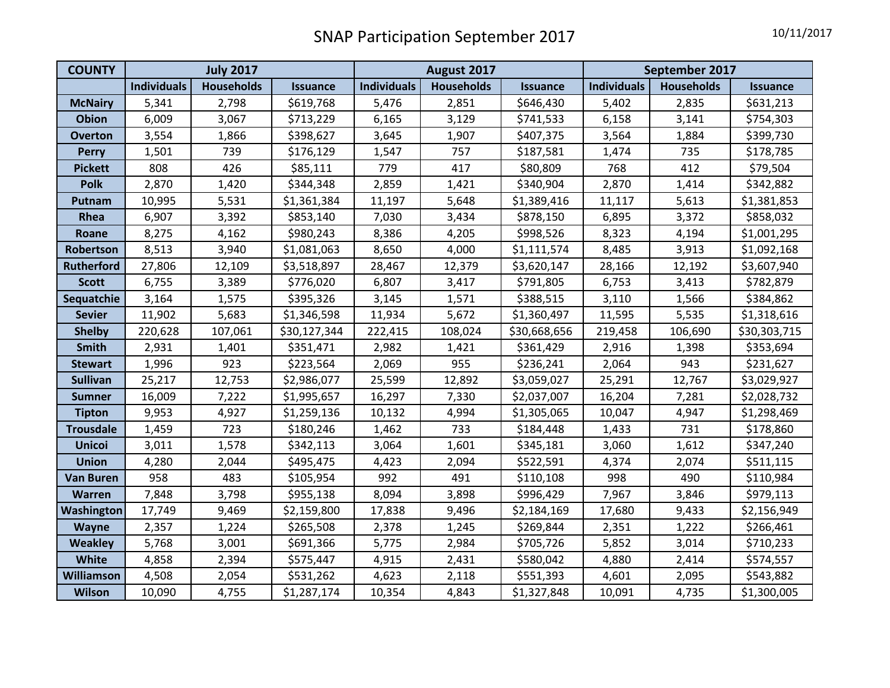# SNAP Participation September 2017

10/11/2017

| COUNTY | July 2017 | | | August 2017 | | | September 2017 | | |
|---|---|---|---|---|---|---|---|---|---|
| | Individuals | Households | Issuance | Individuals | Households | Issuance | Individuals | Households | Issuance |
| McNairy | 5,341 | 2,798 | $619,768 | 5,476 | 2,851 | $646,430 | 5,402 | 2,835 | $631,213 |
| Obion | 6,009 | 3,067 | $713,229 | 6,165 | 3,129 | $741,533 | 6,158 | 3,141 | $754,303 |
| Overton | 3,554 | 1,866 | $398,627 | 3,645 | 1,907 | $407,375 | 3,564 | 1,884 | $399,730 |
| Perry | 1,501 | 739 | $176,129 | 1,547 | 757 | $187,581 | 1,474 | 735 | $178,785 |
| Pickett | 808 | 426 | $85,111 | 779 | 417 | $80,809 | 768 | 412 | $79,504 |
| Polk | 2,870 | 1,420 | $344,348 | 2,859 | 1,421 | $340,904 | 2,870 | 1,414 | $342,882 |
| Putnam | 10,995 | 5,531 | $1,361,384 | 11,197 | 5,648 | $1,389,416 | 11,117 | 5,613 | $1,381,853 |
| Rhea | 6,907 | 3,392 | $853,140 | 7,030 | 3,434 | $878,150 | 6,895 | 3,372 | $858,032 |
| Roane | 8,275 | 4,162 | $980,243 | 8,386 | 4,205 | $998,526 | 8,323 | 4,194 | $1,001,295 |
| Robertson | 8,513 | 3,940 | $1,081,063 | 8,650 | 4,000 | $1,111,574 | 8,485 | 3,913 | $1,092,168 |
| Rutherford | 27,806 | 12,109 | $3,518,897 | 28,467 | 12,379 | $3,620,147 | 28,166 | 12,192 | $3,607,940 |
| Scott | 6,755 | 3,389 | $776,020 | 6,807 | 3,417 | $791,805 | 6,753 | 3,413 | $782,879 |
| Sequatchie | 3,164 | 1,575 | $395,326 | 3,145 | 1,571 | $388,515 | 3,110 | 1,566 | $384,862 |
| Sevier | 11,902 | 5,683 | $1,346,598 | 11,934 | 5,672 | $1,360,497 | 11,595 | 5,535 | $1,318,616 |
| Shelby | 220,628 | 107,061 | $30,127,344 | 222,415 | 108,024 | $30,668,656 | 219,458 | 106,690 | $30,303,715 |
| Smith | 2,931 | 1,401 | $351,471 | 2,982 | 1,421 | $361,429 | 2,916 | 1,398 | $353,694 |
| Stewart | 1,996 | 923 | $223,564 | 2,069 | 955 | $236,241 | 2,064 | 943 | $231,627 |
| Sullivan | 25,217 | 12,753 | $2,986,077 | 25,599 | 12,892 | $3,059,027 | 25,291 | 12,767 | $3,029,927 |
| Sumner | 16,009 | 7,222 | $1,995,657 | 16,297 | 7,330 | $2,037,007 | 16,204 | 7,281 | $2,028,732 |
| Tipton | 9,953 | 4,927 | $1,259,136 | 10,132 | 4,994 | $1,305,065 | 10,047 | 4,947 | $1,298,469 |
| Trousdale | 1,459 | 723 | $180,246 | 1,462 | 733 | $184,448 | 1,433 | 731 | $178,860 |
| Unicoi | 3,011 | 1,578 | $342,113 | 3,064 | 1,601 | $345,181 | 3,060 | 1,612 | $347,240 |
| Union | 4,280 | 2,044 | $495,475 | 4,423 | 2,094 | $522,591 | 4,374 | 2,074 | $511,115 |
| Van Buren | 958 | 483 | $105,954 | 992 | 491 | $110,108 | 998 | 490 | $110,984 |
| Warren | 7,848 | 3,798 | $955,138 | 8,094 | 3,898 | $996,429 | 7,967 | 3,846 | $979,113 |
| Washington | 17,749 | 9,469 | $2,159,800 | 17,838 | 9,496 | $2,184,169 | 17,680 | 9,433 | $2,156,949 |
| Wayne | 2,357 | 1,224 | $265,508 | 2,378 | 1,245 | $269,844 | 2,351 | 1,222 | $266,461 |
| Weakley | 5,768 | 3,001 | $691,366 | 5,775 | 2,984 | $705,726 | 5,852 | 3,014 | $710,233 |
| White | 4,858 | 2,394 | $575,447 | 4,915 | 2,431 | $580,042 | 4,880 | 2,414 | $574,557 |
| Williamson | 4,508 | 2,054 | $531,262 | 4,623 | 2,118 | $551,393 | 4,601 | 2,095 | $543,882 |
| Wilson | 10,090 | 4,755 | $1,287,174 | 10,354 | 4,843 | $1,327,848 | 10,091 | 4,735 | $1,300,005 |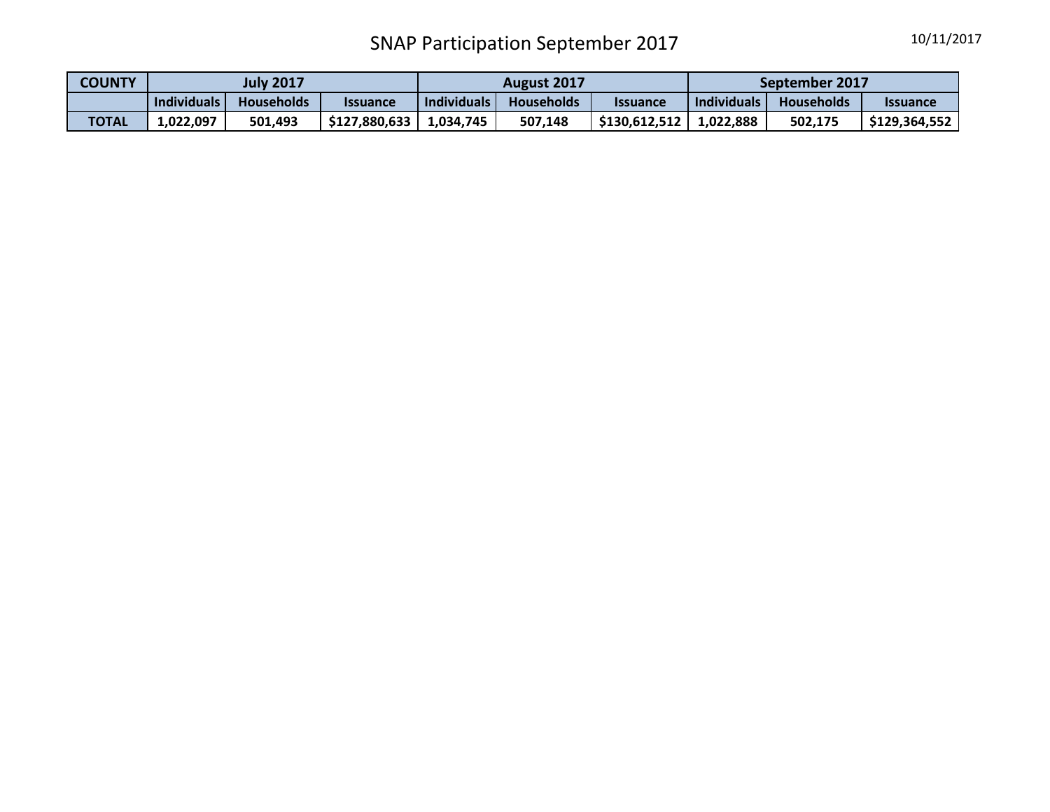# SNAP Participation September 2017

10/11/2017

| COUNTY | July 2017 | | | August 2017 | | | September 2017 | | |
|---|---|---|---|---|---|---|---|---|---|
| | Individuals | Households | Issuance | Individuals | Households | Issuance | Individuals | Households | Issuance |
| TOTAL | 1,022,097 | 501,493 | $127,880,633 | 1,034,745 | 507,148 | $130,612,512 | 1,022,888 | 502,175 | $129,364,552 |